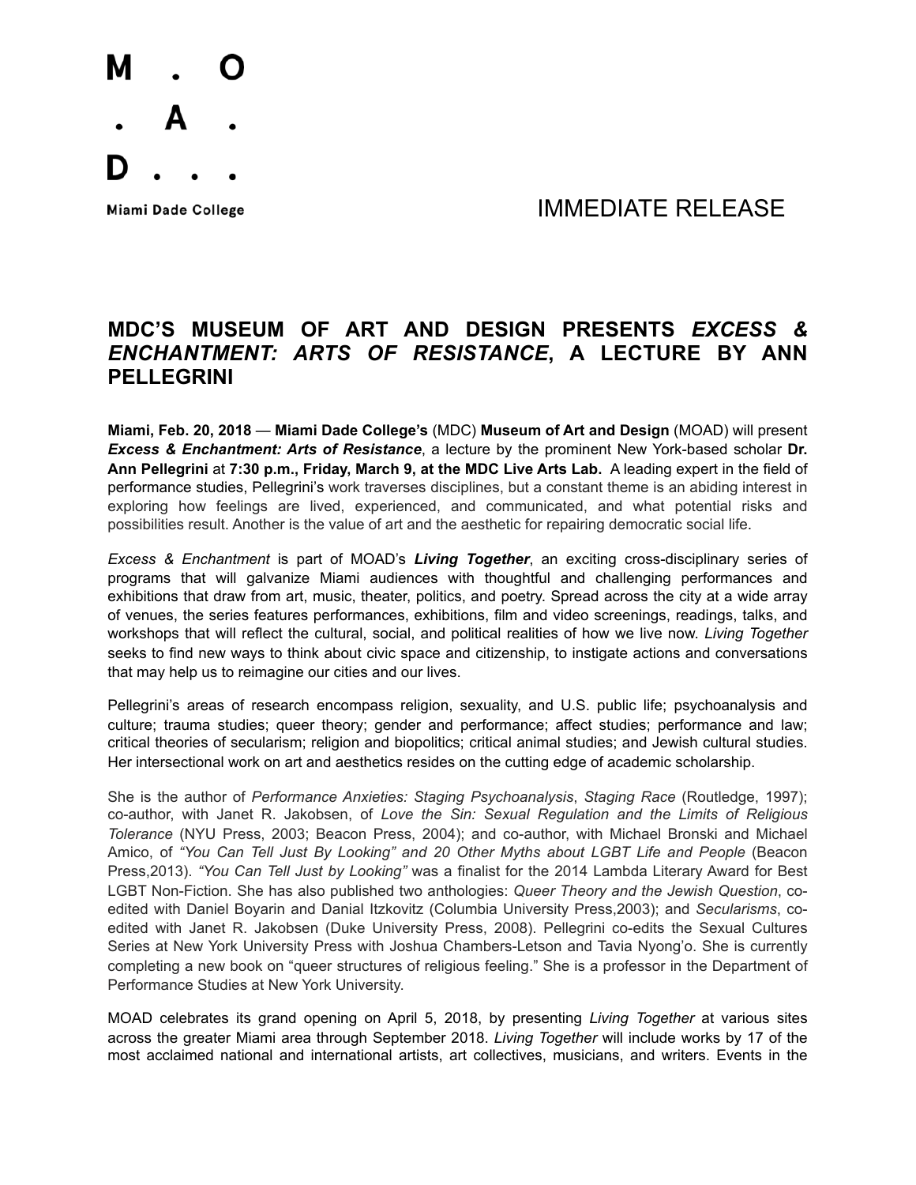M . O
. A .
D . . .

Miami Dade College

IMMEDIATE RELEASE

# MDC'S MUSEUM OF ART AND DESIGN PRESENTS *EXCESS & ENCHANTMENT: ARTS OF RESISTANCE*, A LECTURE BY ANN PELLEGRINI

**Miami, Feb. 20, 2018** — **Miami Dade College's** (MDC) **Museum of Art and Design** (MOAD) will present ***Excess & Enchantment: Arts of Resistance***, a lecture by the prominent New York-based scholar **Dr. Ann Pellegrini** at **7:30 p.m., Friday, March 9, at the MDC Live Arts Lab.** A leading expert in the field of performance studies, Pellegrini's work traverses disciplines, but a constant theme is an abiding interest in exploring how feelings are lived, experienced, and communicated, and what potential risks and possibilities result. Another is the value of art and the aesthetic for repairing democratic social life.

*Excess & Enchantment* is part of MOAD's ***Living Together***, an exciting cross-disciplinary series of programs that will galvanize Miami audiences with thoughtful and challenging performances and exhibitions that draw from art, music, theater, politics, and poetry. Spread across the city at a wide array of venues, the series features performances, exhibitions, film and video screenings, readings, talks, and workshops that will reflect the cultural, social, and political realities of how we live now. *Living Together* seeks to find new ways to think about civic space and citizenship, to instigate actions and conversations that may help us to reimagine our cities and our lives.

Pellegrini's areas of research encompass religion, sexuality, and U.S. public life; psychoanalysis and culture; trauma studies; queer theory; gender and performance; affect studies; performance and law; critical theories of secularism; religion and biopolitics; critical animal studies; and Jewish cultural studies. Her intersectional work on art and aesthetics resides on the cutting edge of academic scholarship.

She is the author of *Performance Anxieties: Staging Psychoanalysis*, *Staging Race* (Routledge, 1997); co-author, with Janet R. Jakobsen, of *Love the Sin: Sexual Regulation and the Limits of Religious Tolerance* (NYU Press, 2003; Beacon Press, 2004); and co-author, with Michael Bronski and Michael Amico, of *"You Can Tell Just By Looking" and 20 Other Myths about LGBT Life and People* (Beacon Press,2013). *"You Can Tell Just by Looking"* was a finalist for the 2014 Lambda Literary Award for Best LGBT Non-Fiction. She has also published two anthologies: *Queer Theory and the Jewish Question*, co-edited with Daniel Boyarin and Danial Itzkovitz (Columbia University Press,2003); and *Secularisms*, co-edited with Janet R. Jakobsen (Duke University Press, 2008). Pellegrini co-edits the Sexual Cultures Series at New York University Press with Joshua Chambers-Letson and Tavia Nyong'o. She is currently completing a new book on "queer structures of religious feeling." She is a professor in the Department of Performance Studies at New York University.

MOAD celebrates its grand opening on April 5, 2018, by presenting *Living Together* at various sites across the greater Miami area through September 2018. *Living Together* will include works by 17 of the most acclaimed national and international artists, art collectives, musicians, and writers. Events in the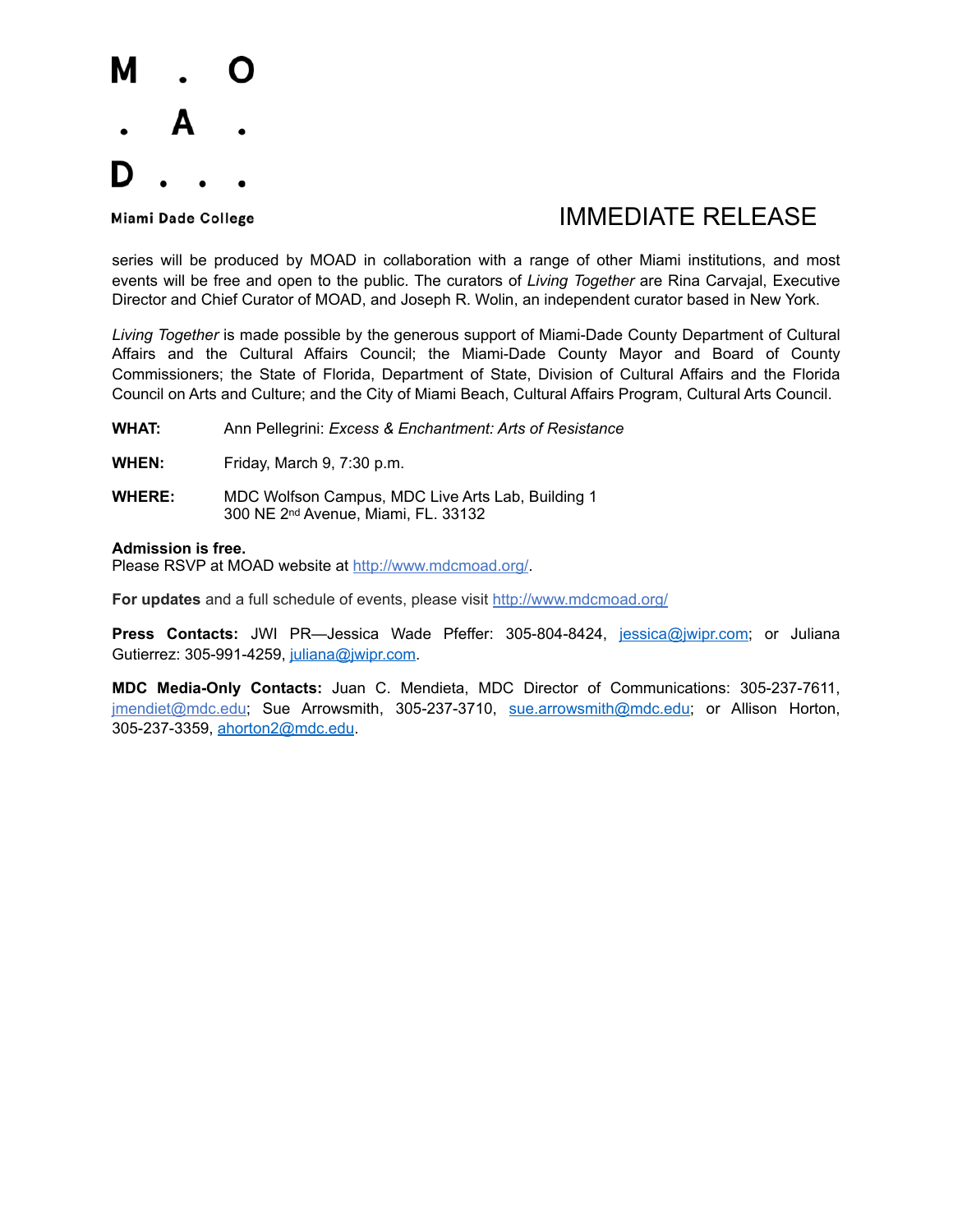M . O
. A .
D . . .

Miami Dade College

IMMEDIATE RELEASE

series will be produced by MOAD in collaboration with a range of other Miami institutions, and most events will be free and open to the public. The curators of *Living Together* are Rina Carvajal, Executive Director and Chief Curator of MOAD, and Joseph R. Wolin, an independent curator based in New York.

*Living Together* is made possible by the generous support of Miami-Dade County Department of Cultural Affairs and the Cultural Affairs Council; the Miami-Dade County Mayor and Board of County Commissioners; the State of Florida, Department of State, Division of Cultural Affairs and the Florida Council on Arts and Culture; and the City of Miami Beach, Cultural Affairs Program, Cultural Arts Council.

**WHAT:** Ann Pellegrini: *Excess & Enchantment: Arts of Resistance*

**WHEN:** Friday, March 9, 7:30 p.m.

**WHERE:** MDC Wolfson Campus, MDC Live Arts Lab, Building 1
300 NE 2nd Avenue, Miami, FL. 33132

**Admission is free.**
Please RSVP at MOAD website at http://www.mdcmoad.org/.

**For updates** and a full schedule of events, please visit http://www.mdcmoad.org/

**Press Contacts:** JWI PR—Jessica Wade Pfeffer: 305-804-8424, jessica@jwipr.com; or Juliana Gutierrez: 305-991-4259, juliana@jwipr.com.

**MDC Media-Only Contacts:** Juan C. Mendieta, MDC Director of Communications: 305-237-7611, jmendiet@mdc.edu; Sue Arrowsmith, 305-237-3710, sue.arrowsmith@mdc.edu; or Allison Horton, 305-237-3359, ahorton2@mdc.edu.